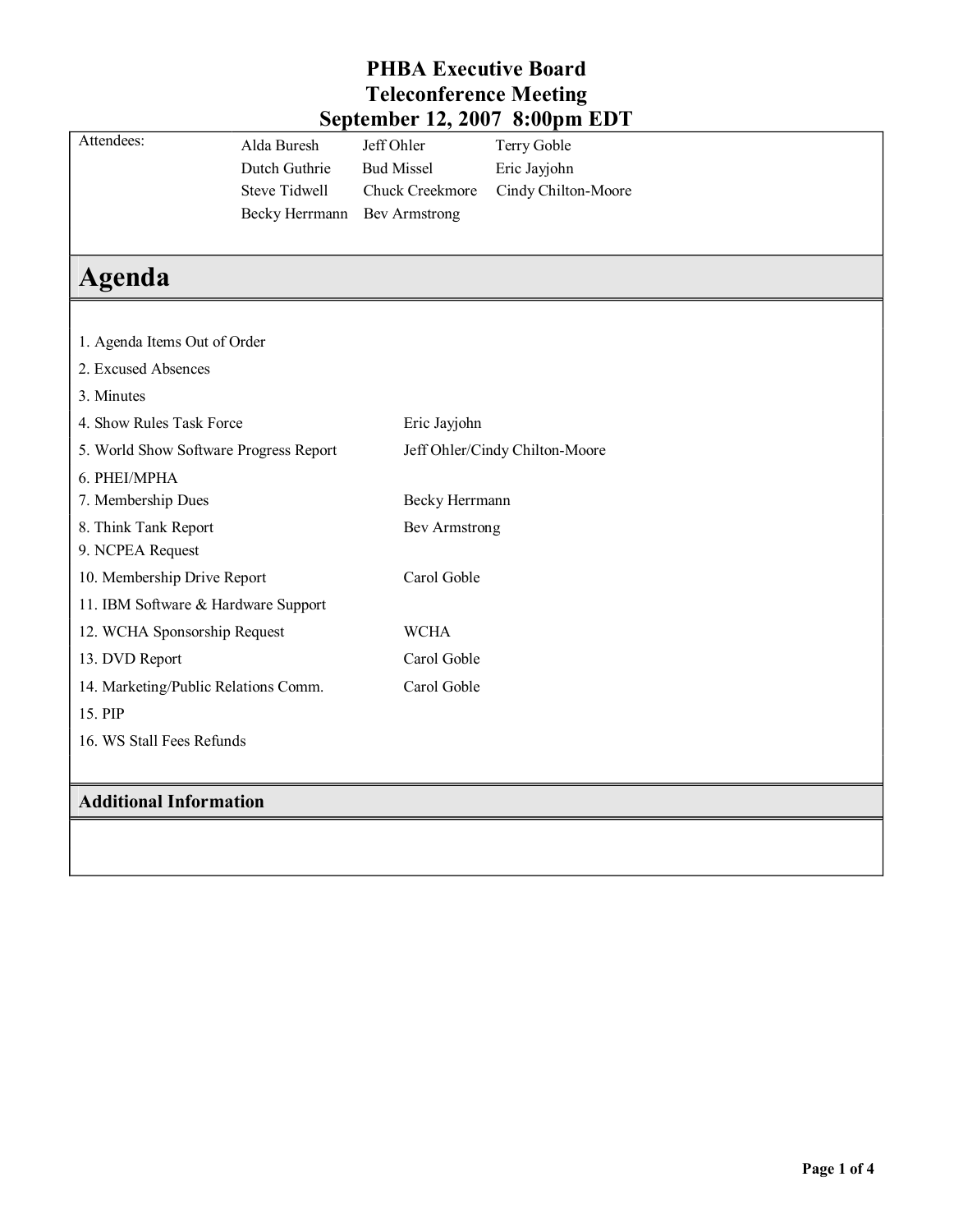# PHBA Executive Board
# Teleconference Meeting
# September 12, 2007 8:00pm EDT

| Attendees: | | | |
|---|---|---|---|
| | Alda Buresh | Jeff Ohler | Terry Goble |
| | Dutch Guthrie | Bud Missel | Eric Jayjohn |
| | Steve Tidwell | Chuck Creekmore | Cindy Chilton-Moore |
| | Becky Herrmann | Bev Armstrong | |

## Agenda

| Item | Presenter |
|---|---|
| 1. Agenda Items Out of Order | |
| 2. Excused Absences | |
| 3. Minutes | |
| 4. Show Rules Task Force | Eric Jayjohn |
| 5. World Show Software Progress Report | Jeff Ohler/Cindy Chilton-Moore |
| 6. PHEI/MPHA | |
| 7. Membership Dues | Becky Herrmann |
| 8. Think Tank Report | Bev Armstrong |
| 9. NCPEA Request | |
| 10. Membership Drive Report | Carol Goble |
| 11. IBM Software & Hardware Support | |
| 12. WCHA Sponsorship Request | WCHA |
| 13. DVD Report | Carol Goble |
| 14. Marketing/Public Relations Comm. | Carol Goble |
| 15. PIP | |
| 16. WS Stall Fees Refunds | |

### Additional Information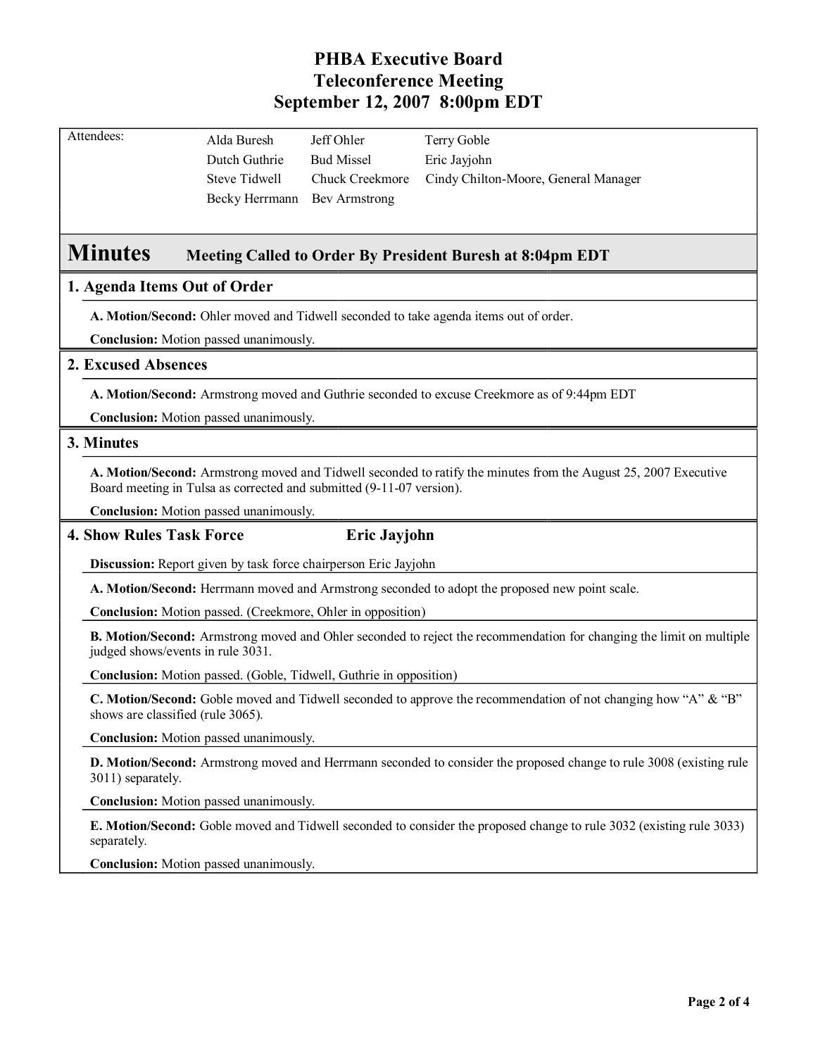# PHBA Executive Board
# Teleconference Meeting
# September 12, 2007 8:00pm EDT

| Attendees: | | | |
|---|---|---|---|
| | Alda Buresh | Jeff Ohler | Terry Goble |
| | Dutch Guthrie | Bud Missel | Eric Jayjohn |
| | Steve Tidwell | Chuck Creekmore | Cindy Chilton-Moore, General Manager |
| | Becky Herrmann | Bev Armstrong | |

## Minutes — Meeting Called to Order By President Buresh at 8:04pm EDT

### 1. Agenda Items Out of Order

**A. Motion/Second:** Ohler moved and Tidwell seconded to take agenda items out of order.

**Conclusion:** Motion passed unanimously.

### 2. Excused Absences

**A. Motion/Second:** Armstrong moved and Guthrie seconded to excuse Creekmore as of 9:44pm EDT

**Conclusion:** Motion passed unanimously.

### 3. Minutes

**A. Motion/Second:** Armstrong moved and Tidwell seconded to ratify the minutes from the August 25, 2007 Executive Board meeting in Tulsa as corrected and submitted (9-11-07 version).

**Conclusion:** Motion passed unanimously.

### 4. Show Rules Task Force — Eric Jayjohn

**Discussion:** Report given by task force chairperson Eric Jayjohn

**A. Motion/Second:** Herrmann moved and Armstrong seconded to adopt the proposed new point scale.

**Conclusion:** Motion passed. (Creekmore, Ohler in opposition)

**B. Motion/Second:** Armstrong moved and Ohler seconded to reject the recommendation for changing the limit on multiple judged shows/events in rule 3031.

**Conclusion:** Motion passed. (Goble, Tidwell, Guthrie in opposition)

**C. Motion/Second:** Goble moved and Tidwell seconded to approve the recommendation of not changing how "A" & "B" shows are classified (rule 3065).

**Conclusion:** Motion passed unanimously.

**D. Motion/Second:** Armstrong moved and Herrmann seconded to consider the proposed change to rule 3008 (existing rule 3011) separately.

**Conclusion:** Motion passed unanimously.

**E. Motion/Second:** Goble moved and Tidwell seconded to consider the proposed change to rule 3032 (existing rule 3033) separately.

**Conclusion:** Motion passed unanimously.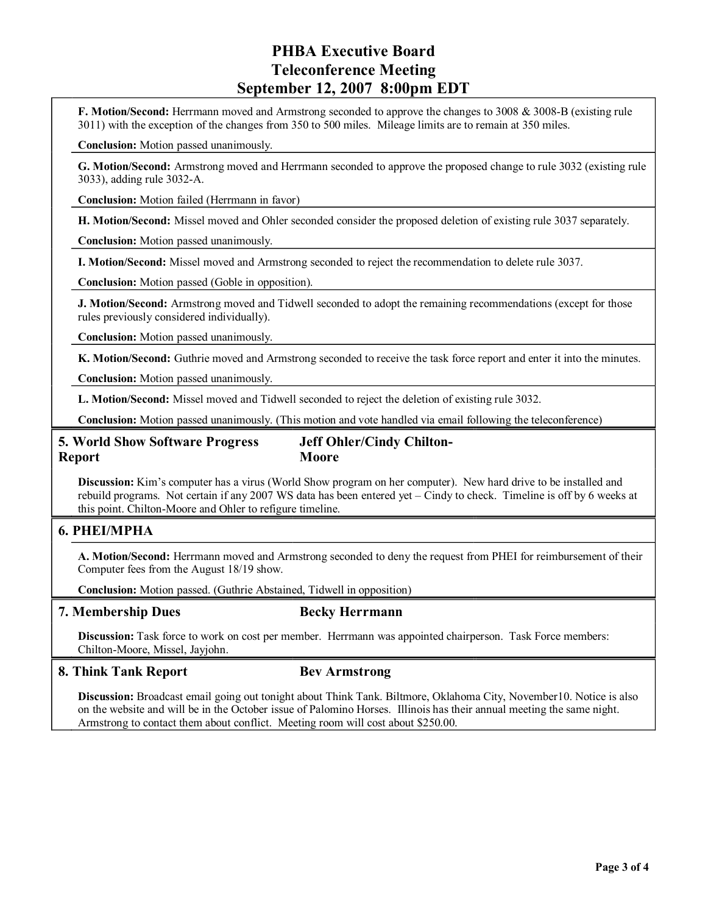# PHBA Executive Board Teleconference Meeting September 12, 2007 8:00pm EDT

**F. Motion/Second:** Herrmann moved and Armstrong seconded to approve the changes to 3008 & 3008-B (existing rule 3011) with the exception of the changes from 350 to 500 miles. Mileage limits are to remain at 350 miles.

**Conclusion:** Motion passed unanimously.

**G. Motion/Second:** Armstrong moved and Herrmann seconded to approve the proposed change to rule 3032 (existing rule 3033), adding rule 3032-A.

**Conclusion:** Motion failed (Herrmann in favor)

**H. Motion/Second:** Missel moved and Ohler seconded consider the proposed deletion of existing rule 3037 separately.

**Conclusion:** Motion passed unanimously.

**I. Motion/Second:** Missel moved and Armstrong seconded to reject the recommendation to delete rule 3037.

**Conclusion:** Motion passed (Goble in opposition).

**J. Motion/Second:** Armstrong moved and Tidwell seconded to adopt the remaining recommendations (except for those rules previously considered individually).

**Conclusion:** Motion passed unanimously.

**K. Motion/Second:** Guthrie moved and Armstrong seconded to receive the task force report and enter it into the minutes.

**Conclusion:** Motion passed unanimously.

**L. Motion/Second:** Missel moved and Tidwell seconded to reject the deletion of existing rule 3032.

**Conclusion:** Motion passed unanimously. (This motion and vote handled via email following the teleconference)

## 5. World Show Software Progress Report — Jeff Ohler/Cindy Chilton-Moore

**Discussion:** Kim's computer has a virus (World Show program on her computer). New hard drive to be installed and rebuild programs. Not certain if any 2007 WS data has been entered yet – Cindy to check. Timeline is off by 6 weeks at this point. Chilton-Moore and Ohler to refigure timeline.

## 6. PHEI/MPHA

**A. Motion/Second:** Herrmann moved and Armstrong seconded to deny the request from PHEI for reimbursement of their Computer fees from the August 18/19 show.

**Conclusion:** Motion passed. (Guthrie Abstained, Tidwell in opposition)

## 7. Membership Dues — Becky Herrmann

**Discussion:** Task force to work on cost per member. Herrmann was appointed chairperson. Task Force members: Chilton-Moore, Missel, Jayjohn.

## 8. Think Tank Report — Bev Armstrong

**Discussion:** Broadcast email going out tonight about Think Tank. Biltmore, Oklahoma City, November10. Notice is also on the website and will be in the October issue of Palomino Horses. Illinois has their annual meeting the same night. Armstrong to contact them about conflict. Meeting room will cost about $250.00.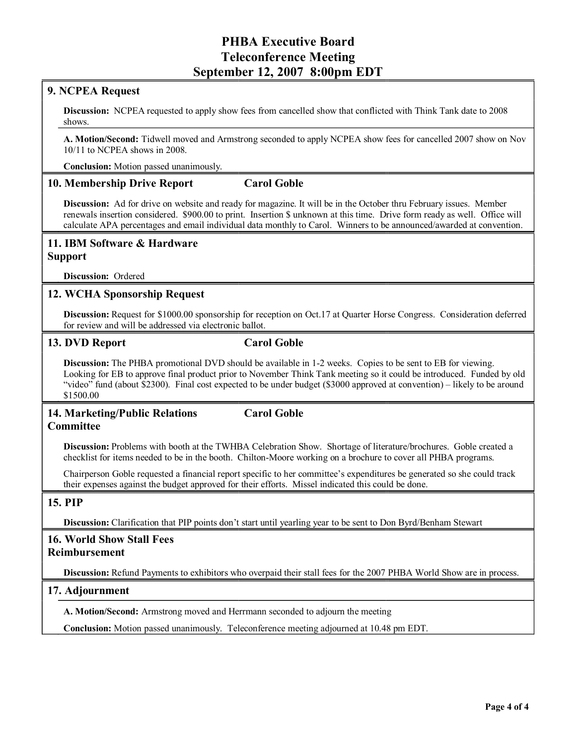# PHBA Executive Board
# Teleconference Meeting
# September 12, 2007 8:00pm EDT

## 9. NCPEA Request

**Discussion:** NCPEA requested to apply show fees from cancelled show that conflicted with Think Tank date to 2008 shows.

**A. Motion/Second:** Tidwell moved and Armstrong seconded to apply NCPEA show fees for cancelled 2007 show on Nov 10/11 to NCPEA shows in 2008.

**Conclusion:** Motion passed unanimously.

## 10. Membership Drive Report — Carol Goble

**Discussion:** Ad for drive on website and ready for magazine. It will be in the October thru February issues. Member renewals insertion considered. $900.00 to print. Insertion $ unknown at this time. Drive form ready as well. Office will calculate APA percentages and email individual data monthly to Carol. Winners to be announced/awarded at convention.

## 11. IBM Software & Hardware Support

**Discussion:** Ordered

## 12. WCHA Sponsorship Request

**Discussion:** Request for $1000.00 sponsorship for reception on Oct.17 at Quarter Horse Congress. Consideration deferred for review and will be addressed via electronic ballot.

## 13. DVD Report — Carol Goble

**Discussion:** The PHBA promotional DVD should be available in 1-2 weeks. Copies to be sent to EB for viewing. Looking for EB to approve final product prior to November Think Tank meeting so it could be introduced. Funded by old "video" fund (about $2300). Final cost expected to be under budget ($3000 approved at convention) – likely to be around $1500.00

## 14. Marketing/Public Relations Committee — Carol Goble

**Discussion:** Problems with booth at the TWHBA Celebration Show. Shortage of literature/brochures. Goble created a checklist for items needed to be in the booth. Chilton-Moore working on a brochure to cover all PHBA programs.

Chairperson Goble requested a financial report specific to her committee's expenditures be generated so she could track their expenses against the budget approved for their efforts. Missel indicated this could be done.

## 15. PIP

**Discussion:** Clarification that PIP points don't start until yearling year to be sent to Don Byrd/Benham Stewart

## 16. World Show Stall Fees Reimbursement

**Discussion:** Refund Payments to exhibitors who overpaid their stall fees for the 2007 PHBA World Show are in process.

## 17. Adjournment

**A. Motion/Second:** Armstrong moved and Herrmann seconded to adjourn the meeting

**Conclusion:** Motion passed unanimously. Teleconference meeting adjourned at 10.48 pm EDT.